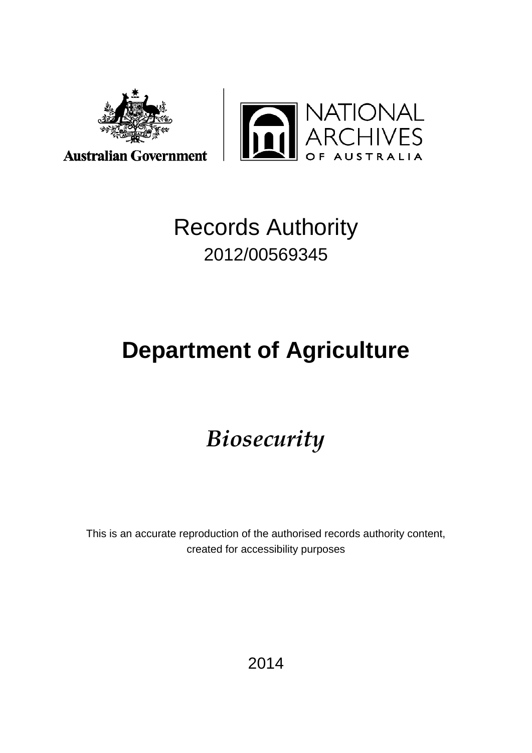Australian Government

NATIONAL ARCHIVES OF AUSTRALIA

# Records Authority

2012/00569345

# Department of Agriculture

*Biosecurity*

This is an accurate reproduction of the authorised records authority content, created for accessibility purposes

2014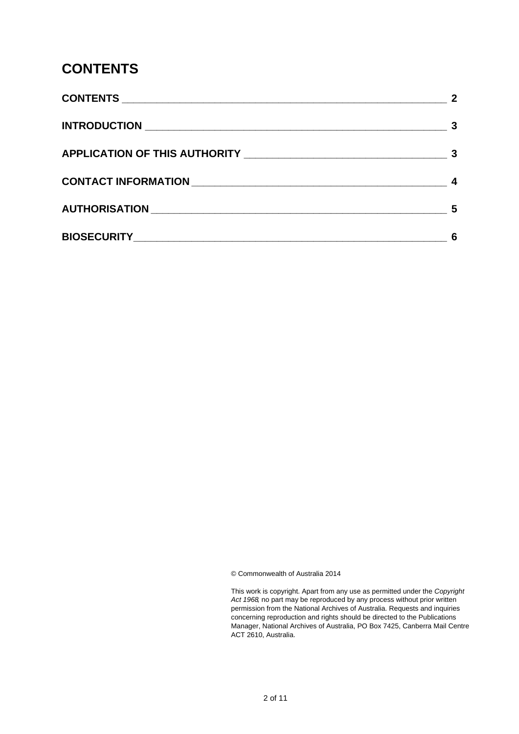# CONTENTS

| | |
|---|---|
| **CONTENTS** | **2** |
| **INTRODUCTION** | **3** |
| **APPLICATION OF THIS AUTHORITY** | **3** |
| **CONTACT INFORMATION** | **4** |
| **AUTHORISATION** | **5** |
| **BIOSECURITY** | **6** |

© Commonwealth of Australia 2014

This work is copyright. Apart from any use as permitted under the *Copyright Act 1968*, no part may be reproduced by any process without prior written permission from the National Archives of Australia. Requests and inquiries concerning reproduction and rights should be directed to the Publications Manager, National Archives of Australia, PO Box 7425, Canberra Mail Centre ACT 2610, Australia.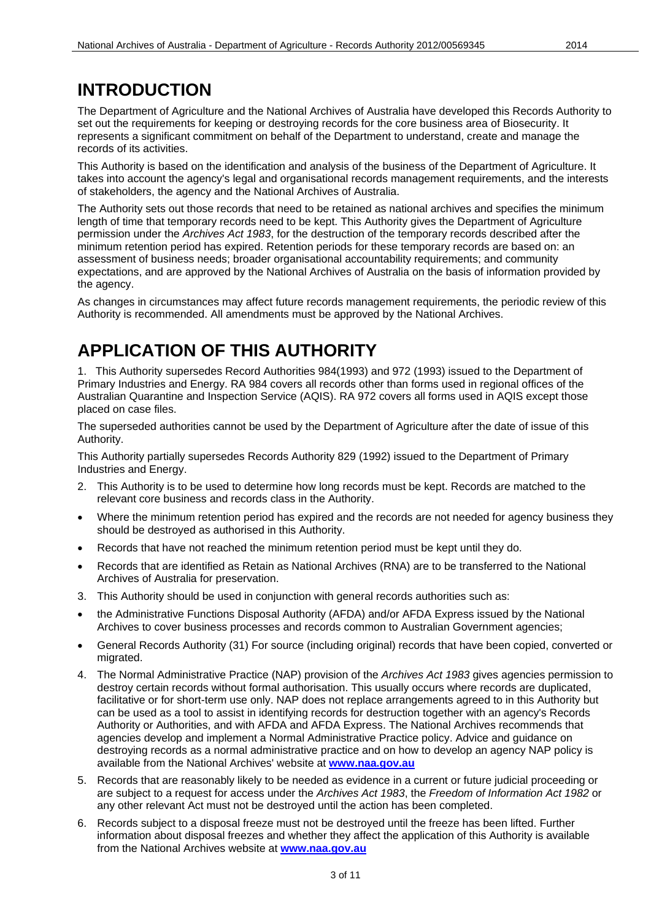# INTRODUCTION

The Department of Agriculture and the National Archives of Australia have developed this Records Authority to set out the requirements for keeping or destroying records for the core business area of Biosecurity. It represents a significant commitment on behalf of the Department to understand, create and manage the records of its activities.

This Authority is based on the identification and analysis of the business of the Department of Agriculture. It takes into account the agency's legal and organisational records management requirements, and the interests of stakeholders, the agency and the National Archives of Australia.

The Authority sets out those records that need to be retained as national archives and specifies the minimum length of time that temporary records need to be kept. This Authority gives the Department of Agriculture permission under the *Archives Act 1983*, for the destruction of the temporary records described after the minimum retention period has expired. Retention periods for these temporary records are based on: an assessment of business needs; broader organisational accountability requirements; and community expectations, and are approved by the National Archives of Australia on the basis of information provided by the agency.

As changes in circumstances may affect future records management requirements, the periodic review of this Authority is recommended. All amendments must be approved by the National Archives.

# APPLICATION OF THIS AUTHORITY

1. This Authority supersedes Record Authorities 984(1993) and 972 (1993) issued to the Department of Primary Industries and Energy. RA 984 covers all records other than forms used in regional offices of the Australian Quarantine and Inspection Service (AQIS). RA 972 covers all forms used in AQIS except those placed on case files.

   The superseded authorities cannot be used by the Department of Agriculture after the date of issue of this Authority.

   This Authority partially supersedes Records Authority 829 (1992) issued to the Department of Primary Industries and Energy.

2. This Authority is to be used to determine how long records must be kept. Records are matched to the relevant core business and records class in the Authority.

- Where the minimum retention period has expired and the records are not needed for agency business they should be destroyed as authorised in this Authority.
- Records that have not reached the minimum retention period must be kept until they do.
- Records that are identified as Retain as National Archives (RNA) are to be transferred to the National Archives of Australia for preservation.

3. This Authority should be used in conjunction with general records authorities such as:

- the Administrative Functions Disposal Authority (AFDA) and/or AFDA Express issued by the National Archives to cover business processes and records common to Australian Government agencies;
- General Records Authority (31) For source (including original) records that have been copied, converted or migrated.

4. The Normal Administrative Practice (NAP) provision of the *Archives Act 1983* gives agencies permission to destroy certain records without formal authorisation. This usually occurs where records are duplicated, facilitative or for short-term use only. NAP does not replace arrangements agreed to in this Authority but can be used as a tool to assist in identifying records for destruction together with an agency's Records Authority or Authorities, and with AFDA and AFDA Express. The National Archives recommends that agencies develop and implement a Normal Administrative Practice policy. Advice and guidance on destroying records as a normal administrative practice and on how to develop an agency NAP policy is available from the National Archives' website at **www.naa.gov.au**

5. Records that are reasonably likely to be needed as evidence in a current or future judicial proceeding or are subject to a request for access under the *Archives Act 1983*, the *Freedom of Information Act 1982* or any other relevant Act must not be destroyed until the action has been completed.

6. Records subject to a disposal freeze must not be destroyed until the freeze has been lifted. Further information about disposal freezes and whether they affect the application of this Authority is available from the National Archives website at **www.naa.gov.au**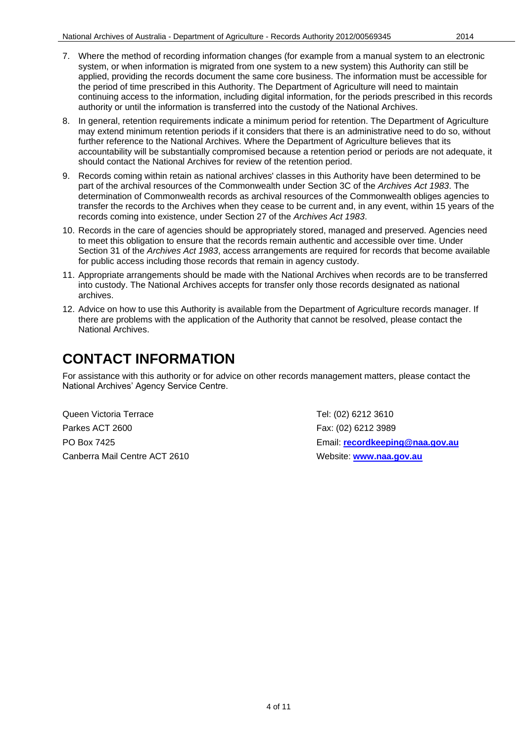7. Where the method of recording information changes (for example from a manual system to an electronic system, or when information is migrated from one system to a new system) this Authority can still be applied, providing the records document the same core business. The information must be accessible for the period of time prescribed in this Authority. The Department of Agriculture will need to maintain continuing access to the information, including digital information, for the periods prescribed in this records authority or until the information is transferred into the custody of the National Archives.
8. In general, retention requirements indicate a minimum period for retention. The Department of Agriculture may extend minimum retention periods if it considers that there is an administrative need to do so, without further reference to the National Archives. Where the Department of Agriculture believes that its accountability will be substantially compromised because a retention period or periods are not adequate, it should contact the National Archives for review of the retention period.
9. Records coming within retain as national archives' classes in this Authority have been determined to be part of the archival resources of the Commonwealth under Section 3C of the *Archives Act 1983*. The determination of Commonwealth records as archival resources of the Commonwealth obliges agencies to transfer the records to the Archives when they cease to be current and, in any event, within 15 years of the records coming into existence, under Section 27 of the *Archives Act 1983*.
10. Records in the care of agencies should be appropriately stored, managed and preserved. Agencies need to meet this obligation to ensure that the records remain authentic and accessible over time. Under Section 31 of the *Archives Act 1983*, access arrangements are required for records that become available for public access including those records that remain in agency custody.
11. Appropriate arrangements should be made with the National Archives when records are to be transferred into custody. The National Archives accepts for transfer only those records designated as national archives.
12. Advice on how to use this Authority is available from the Department of Agriculture records manager. If there are problems with the application of the Authority that cannot be resolved, please contact the National Archives.

# CONTACT INFORMATION

For assistance with this authority or for advice on other records management matters, please contact the National Archives' Agency Service Centre.

Queen Victoria Terrace
Parkes ACT 2600
PO Box 7425
Canberra Mail Centre ACT 2610

Tel: (02) 6212 3610
Fax: (02) 6212 3989
Email: **recordkeeping@naa.gov.au**
Website: **www.naa.gov.au**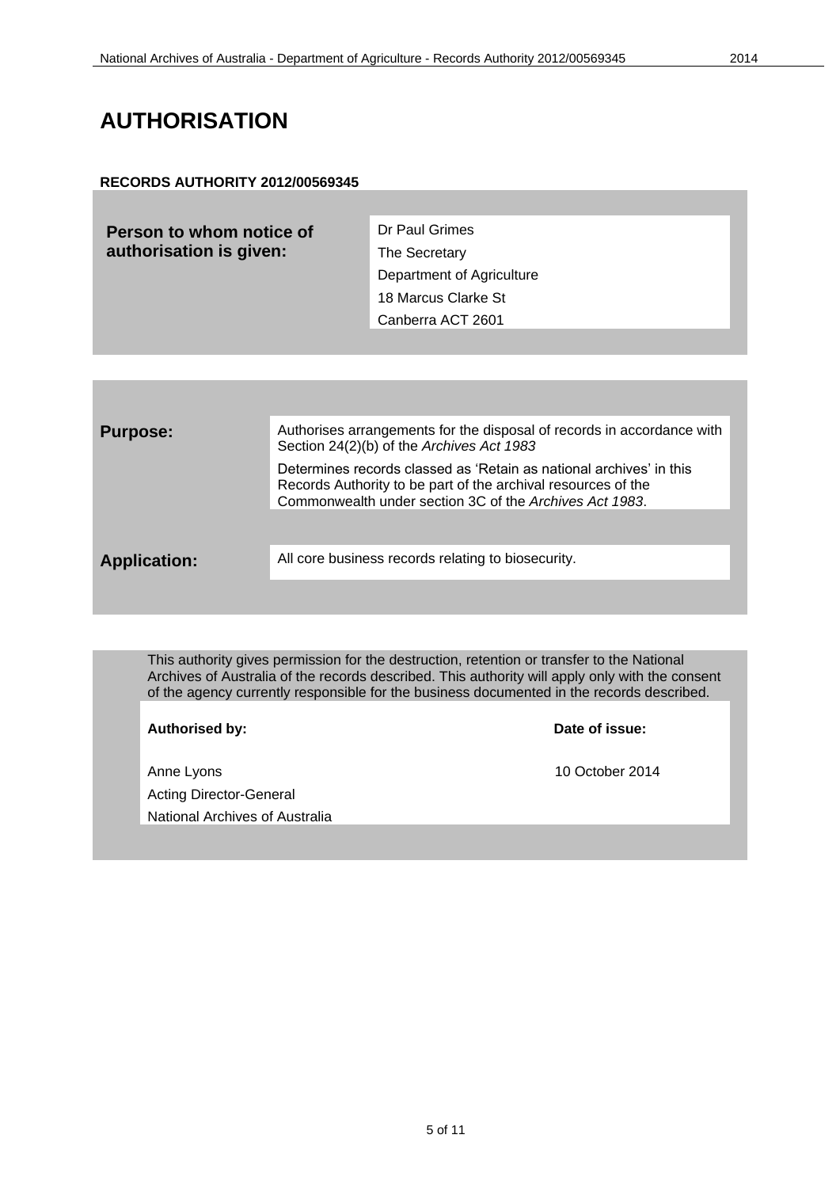# AUTHORISATION

**RECORDS AUTHORITY 2012/00569345**

| **Person to whom notice of authorisation is given:** | Dr Paul Grimes<br>The Secretary<br>Department of Agriculture<br>18 Marcus Clarke St<br>Canberra ACT 2601 |
|---|---|

| | |
|---|---|
| **Purpose:** | Authorises arrangements for the disposal of records in accordance with Section 24(2)(b) of the *Archives Act 1983*<br><br>Determines records classed as 'Retain as national archives' in this Records Authority to be part of the archival resources of the Commonwealth under section 3C of the *Archives Act 1983*. |
| **Application:** | All core business records relating to biosecurity. |

This authority gives permission for the destruction, retention or transfer to the National Archives of Australia of the records described. This authority will apply only with the consent of the agency currently responsible for the business documented in the records described.

| **Authorised by:** | **Date of issue:** |
|---|---|
| Anne Lyons<br>Acting Director-General<br>National Archives of Australia | 10 October 2014 |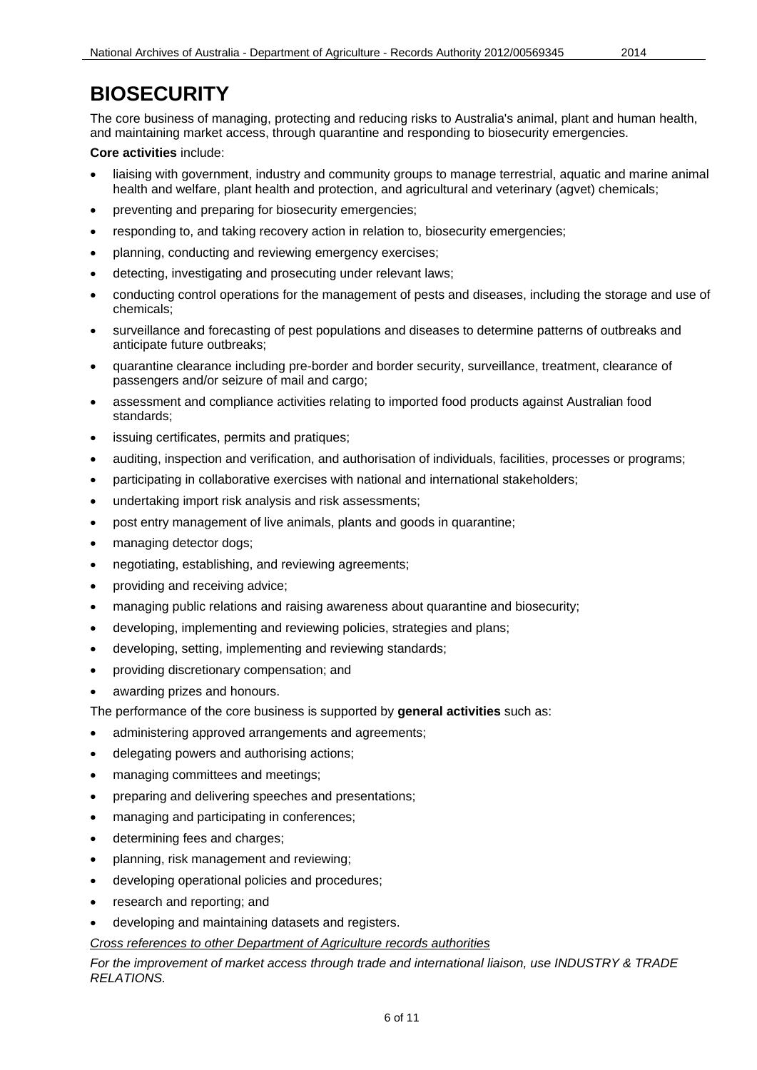# BIOSECURITY

The core business of managing, protecting and reducing risks to Australia's animal, plant and human health, and maintaining market access, through quarantine and responding to biosecurity emergencies.

**Core activities** include:

- liaising with government, industry and community groups to manage terrestrial, aquatic and marine animal health and welfare, plant health and protection, and agricultural and veterinary (agvet) chemicals;
- preventing and preparing for biosecurity emergencies;
- responding to, and taking recovery action in relation to, biosecurity emergencies;
- planning, conducting and reviewing emergency exercises;
- detecting, investigating and prosecuting under relevant laws;
- conducting control operations for the management of pests and diseases, including the storage and use of chemicals;
- surveillance and forecasting of pest populations and diseases to determine patterns of outbreaks and anticipate future outbreaks;
- quarantine clearance including pre-border and border security, surveillance, treatment, clearance of passengers and/or seizure of mail and cargo;
- assessment and compliance activities relating to imported food products against Australian food standards;
- issuing certificates, permits and pratiques;
- auditing, inspection and verification, and authorisation of individuals, facilities, processes or programs;
- participating in collaborative exercises with national and international stakeholders;
- undertaking import risk analysis and risk assessments;
- post entry management of live animals, plants and goods in quarantine;
- managing detector dogs;
- negotiating, establishing, and reviewing agreements;
- providing and receiving advice;
- managing public relations and raising awareness about quarantine and biosecurity;
- developing, implementing and reviewing policies, strategies and plans;
- developing, setting, implementing and reviewing standards;
- providing discretionary compensation; and
- awarding prizes and honours.

The performance of the core business is supported by **general activities** such as:

- administering approved arrangements and agreements;
- delegating powers and authorising actions;
- managing committees and meetings;
- preparing and delivering speeches and presentations;
- managing and participating in conferences;
- determining fees and charges;
- planning, risk management and reviewing;
- developing operational policies and procedures;
- research and reporting; and
- developing and maintaining datasets and registers.

*Cross references to other Department of Agriculture records authorities*

*For the improvement of market access through trade and international liaison, use INDUSTRY & TRADE RELATIONS.*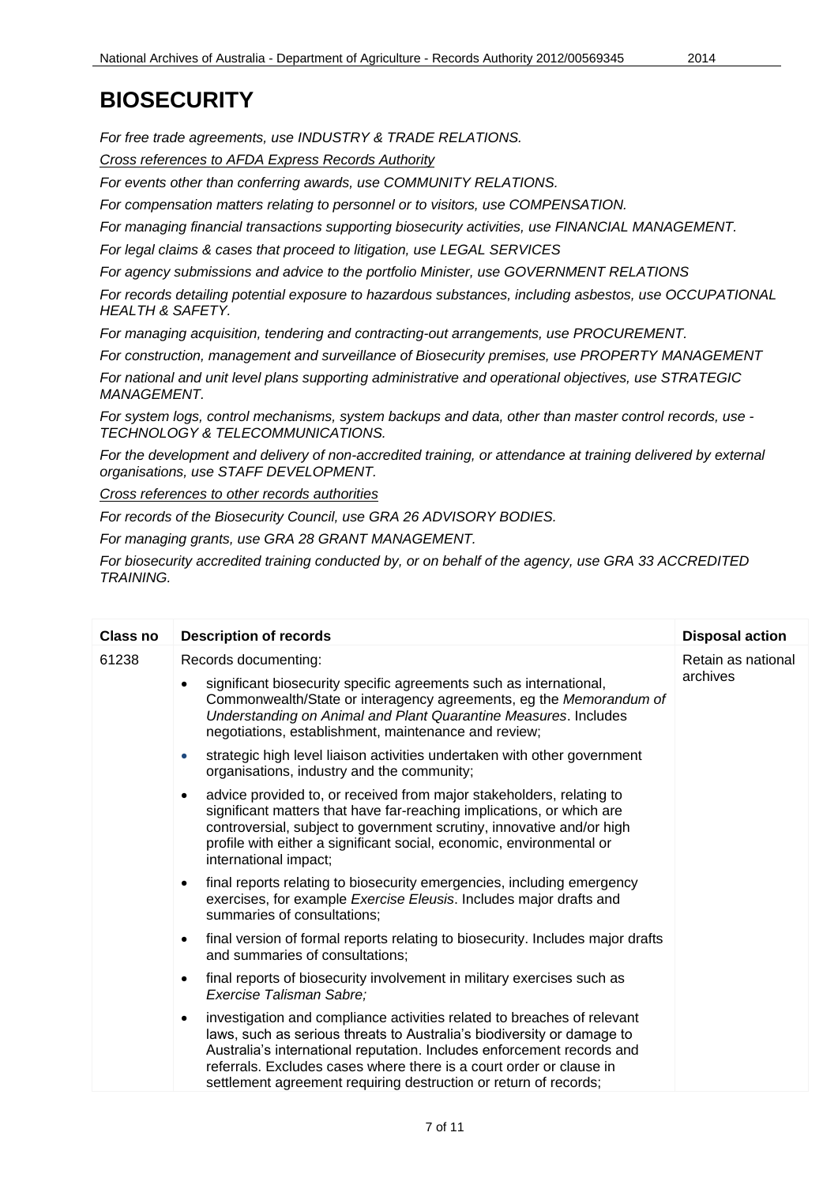# BIOSECURITY

*For free trade agreements, use INDUSTRY & TRADE RELATIONS.*

*Cross references to AFDA Express Records Authority*

*For events other than conferring awards, use COMMUNITY RELATIONS.*

*For compensation matters relating to personnel or to visitors, use COMPENSATION.*

*For managing financial transactions supporting biosecurity activities, use FINANCIAL MANAGEMENT.*

*For legal claims & cases that proceed to litigation, use LEGAL SERVICES*

*For agency submissions and advice to the portfolio Minister, use GOVERNMENT RELATIONS*

*For records detailing potential exposure to hazardous substances, including asbestos, use OCCUPATIONAL HEALTH & SAFETY.*

*For managing acquisition, tendering and contracting-out arrangements, use PROCUREMENT.*

*For construction, management and surveillance of Biosecurity premises, use PROPERTY MANAGEMENT*

*For national and unit level plans supporting administrative and operational objectives, use STRATEGIC MANAGEMENT.*

*For system logs, control mechanisms, system backups and data, other than master control records, use - TECHNOLOGY & TELECOMMUNICATIONS.*

*For the development and delivery of non-accredited training, or attendance at training delivered by external organisations, use STAFF DEVELOPMENT.*

*Cross references to other records authorities*

*For records of the Biosecurity Council, use GRA 26 ADVISORY BODIES.*

*For managing grants, use GRA 28 GRANT MANAGEMENT.*

*For biosecurity accredited training conducted by, or on behalf of the agency, use GRA 33 ACCREDITED TRAINING.*

| Class no | Description of records | Disposal action |
|---|---|---|
| 61238 | Records documenting:<br>• significant biosecurity specific agreements such as international, Commonwealth/State or interagency agreements, eg the *Memorandum of Understanding on Animal and Plant Quarantine Measures*. Includes negotiations, establishment, maintenance and review;<br>• strategic high level liaison activities undertaken with other government organisations, industry and the community;<br>• advice provided to, or received from major stakeholders, relating to significant matters that have far-reaching implications, or which are controversial, subject to government scrutiny, innovative and/or high profile with either a significant social, economic, environmental or international impact;<br>• final reports relating to biosecurity emergencies, including emergency exercises, for example *Exercise Eleusis*. Includes major drafts and summaries of consultations;<br>• final version of formal reports relating to biosecurity. Includes major drafts and summaries of consultations;<br>• final reports of biosecurity involvement in military exercises such as *Exercise Talisman Sabre;*<br>• investigation and compliance activities related to breaches of relevant laws, such as serious threats to Australia's biodiversity or damage to Australia's international reputation. Includes enforcement records and referrals. Excludes cases where there is a court order or clause in settlement agreement requiring destruction or return of records; | Retain as national archives |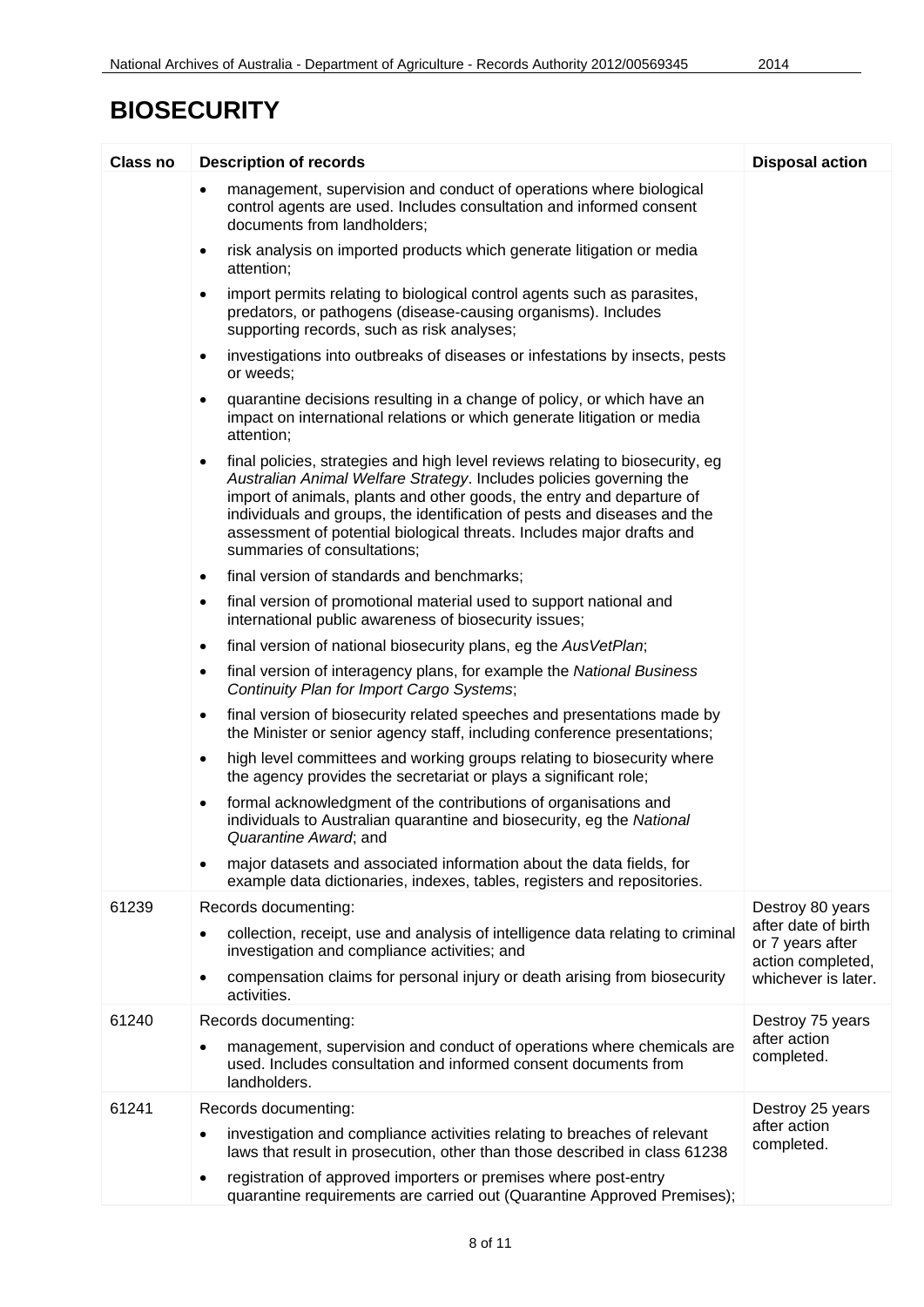# BIOSECURITY

| Class no | Description of records | Disposal action |
|---|---|---|
| | • management, supervision and conduct of operations where biological control agents are used. Includes consultation and informed consent documents from landholders;<br>• risk analysis on imported products which generate litigation or media attention;<br>• import permits relating to biological control agents such as parasites, predators, or pathogens (disease-causing organisms). Includes supporting records, such as risk analyses;<br>• investigations into outbreaks of diseases or infestations by insects, pests or weeds;<br>• quarantine decisions resulting in a change of policy, or which have an impact on international relations or which generate litigation or media attention;<br>• final policies, strategies and high level reviews relating to biosecurity, eg *Australian Animal Welfare Strategy*. Includes policies governing the import of animals, plants and other goods, the entry and departure of individuals and groups, the identification of pests and diseases and the assessment of potential biological threats. Includes major drafts and summaries of consultations;<br>• final version of standards and benchmarks;<br>• final version of promotional material used to support national and international public awareness of biosecurity issues;<br>• final version of national biosecurity plans, eg the *AusVetPlan*;<br>• final version of interagency plans, for example the *National Business Continuity Plan for Import Cargo Systems*;<br>• final version of biosecurity related speeches and presentations made by the Minister or senior agency staff, including conference presentations;<br>• high level committees and working groups relating to biosecurity where the agency provides the secretariat or plays a significant role;<br>• formal acknowledgment of the contributions of organisations and individuals to Australian quarantine and biosecurity, eg the *National Quarantine Award*; and<br>• major datasets and associated information about the data fields, for example data dictionaries, indexes, tables, registers and repositories. | |
| 61239 | Records documenting:<br>• collection, receipt, use and analysis of intelligence data relating to criminal investigation and compliance activities; and<br>• compensation claims for personal injury or death arising from biosecurity activities. | Destroy 80 years after date of birth or 7 years after action completed, whichever is later. |
| 61240 | Records documenting:<br>• management, supervision and conduct of operations where chemicals are used. Includes consultation and informed consent documents from landholders. | Destroy 75 years after action completed. |
| 61241 | Records documenting:<br>• investigation and compliance activities relating to breaches of relevant laws that result in prosecution, other than those described in class 61238<br>• registration of approved importers or premises where post-entry quarantine requirements are carried out (Quarantine Approved Premises); | Destroy 25 years after action completed. |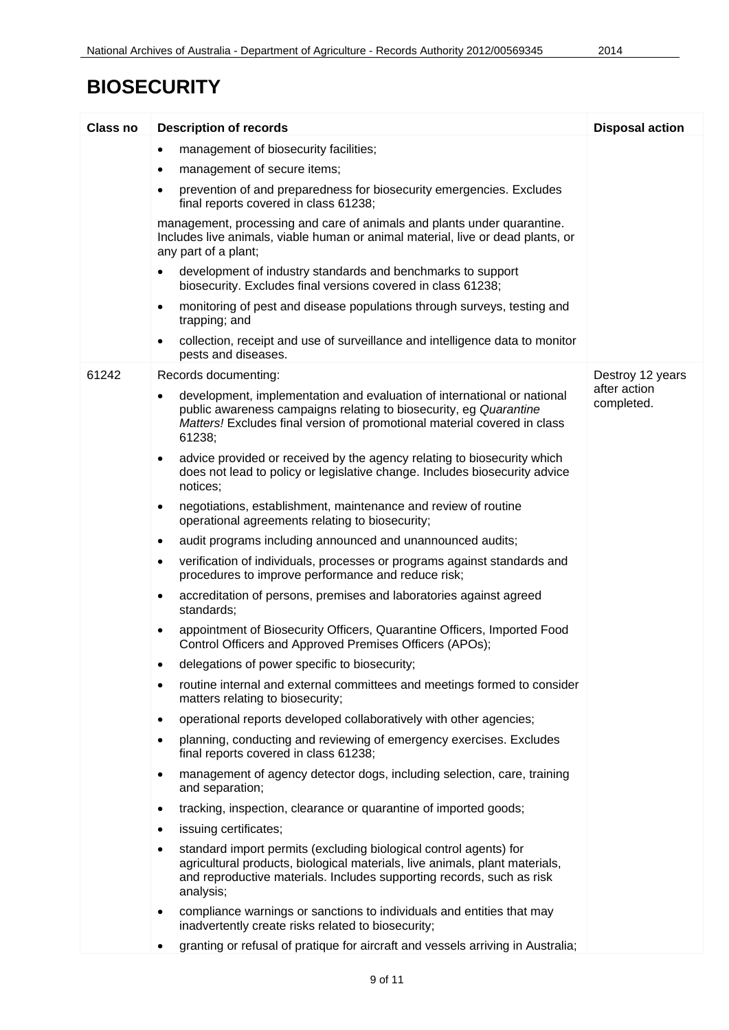# BIOSECURITY

| Class no | Description of records | Disposal action |
|---|---|---|
| | • management of biosecurity facilities;<br>• management of secure items;<br>• prevention of and preparedness for biosecurity emergencies. Excludes final reports covered in class 61238;<br>management, processing and care of animals and plants under quarantine. Includes live animals, viable human or animal material, live or dead plants, or any part of a plant;<br>• development of industry standards and benchmarks to support biosecurity. Excludes final versions covered in class 61238;<br>• monitoring of pest and disease populations through surveys, testing and trapping; and<br>• collection, receipt and use of surveillance and intelligence data to monitor pests and diseases. | |
| 61242 | Records documenting:<br>• development, implementation and evaluation of international or national public awareness campaigns relating to biosecurity, eg *Quarantine Matters!* Excludes final version of promotional material covered in class 61238;<br>• advice provided or received by the agency relating to biosecurity which does not lead to policy or legislative change. Includes biosecurity advice notices;<br>• negotiations, establishment, maintenance and review of routine operational agreements relating to biosecurity;<br>• audit programs including announced and unannounced audits;<br>• verification of individuals, processes or programs against standards and procedures to improve performance and reduce risk;<br>• accreditation of persons, premises and laboratories against agreed standards;<br>• appointment of Biosecurity Officers, Quarantine Officers, Imported Food Control Officers and Approved Premises Officers (APOs);<br>• delegations of power specific to biosecurity;<br>• routine internal and external committees and meetings formed to consider matters relating to biosecurity;<br>• operational reports developed collaboratively with other agencies;<br>• planning, conducting and reviewing of emergency exercises. Excludes final reports covered in class 61238;<br>• management of agency detector dogs, including selection, care, training and separation;<br>• tracking, inspection, clearance or quarantine of imported goods;<br>• issuing certificates;<br>• standard import permits (excluding biological control agents) for agricultural products, biological materials, live animals, plant materials, and reproductive materials. Includes supporting records, such as risk analysis;<br>• compliance warnings or sanctions to individuals and entities that may inadvertently create risks related to biosecurity;<br>• granting or refusal of pratique for aircraft and vessels arriving in Australia; | Destroy 12 years after action completed. |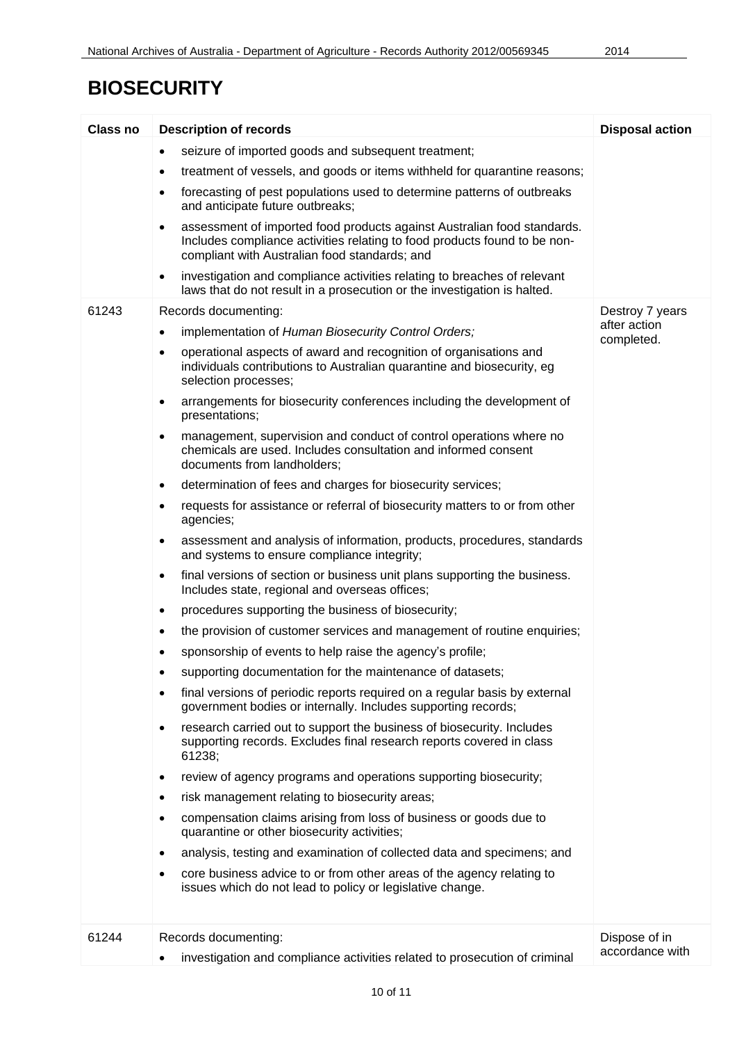# BIOSECURITY

| Class no | Description of records | Disposal action |
|---|---|---|
| | • seizure of imported goods and subsequent treatment;<br>• treatment of vessels, and goods or items withheld for quarantine reasons;<br>• forecasting of pest populations used to determine patterns of outbreaks and anticipate future outbreaks;<br>• assessment of imported food products against Australian food standards. Includes compliance activities relating to food products found to be non-compliant with Australian food standards; and<br>• investigation and compliance activities relating to breaches of relevant laws that do not result in a prosecution or the investigation is halted. | |
| 61243 | Records documenting:<br>• implementation of *Human Biosecurity Control Orders;*<br>• operational aspects of award and recognition of organisations and individuals contributions to Australian quarantine and biosecurity, eg selection processes;<br>• arrangements for biosecurity conferences including the development of presentations;<br>• management, supervision and conduct of control operations where no chemicals are used. Includes consultation and informed consent documents from landholders;<br>• determination of fees and charges for biosecurity services;<br>• requests for assistance or referral of biosecurity matters to or from other agencies;<br>• assessment and analysis of information, products, procedures, standards and systems to ensure compliance integrity;<br>• final versions of section or business unit plans supporting the business. Includes state, regional and overseas offices;<br>• procedures supporting the business of biosecurity;<br>• the provision of customer services and management of routine enquiries;<br>• sponsorship of events to help raise the agency's profile;<br>• supporting documentation for the maintenance of datasets;<br>• final versions of periodic reports required on a regular basis by external government bodies or internally. Includes supporting records;<br>• research carried out to support the business of biosecurity. Includes supporting records. Excludes final research reports covered in class 61238;<br>• review of agency programs and operations supporting biosecurity;<br>• risk management relating to biosecurity areas;<br>• compensation claims arising from loss of business or goods due to quarantine or other biosecurity activities;<br>• analysis, testing and examination of collected data and specimens; and<br>• core business advice to or from other areas of the agency relating to issues which do not lead to policy or legislative change. | Destroy 7 years after action completed. |
| 61244 | Records documenting:<br>• investigation and compliance activities related to prosecution of criminal | Dispose of in accordance with |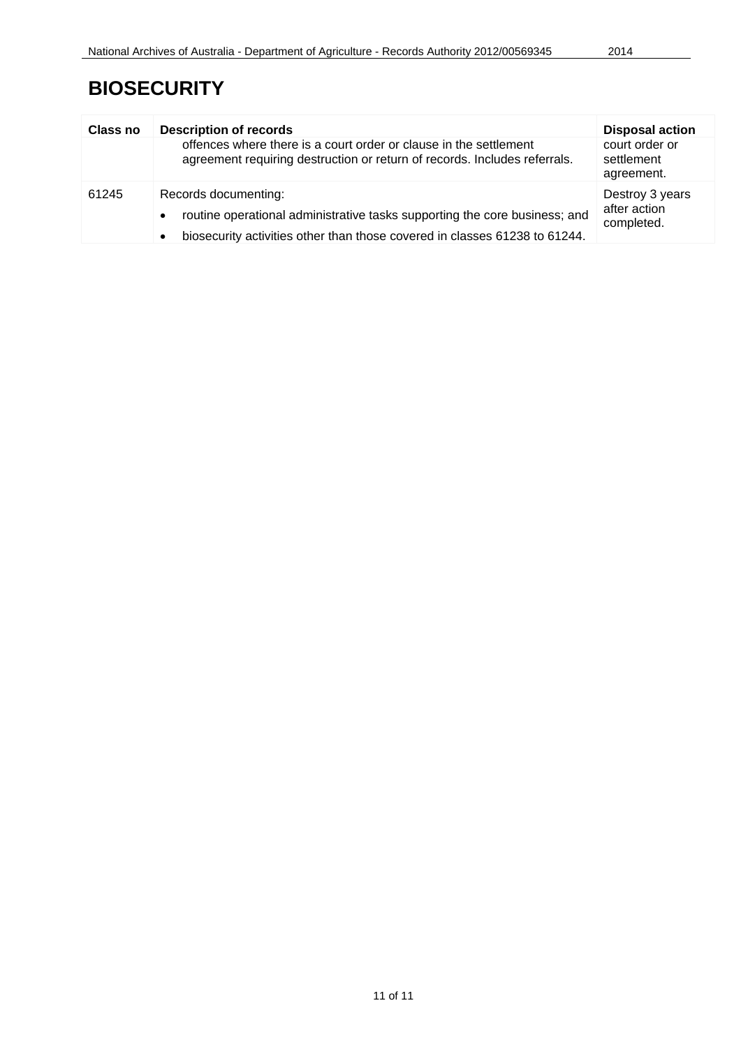# BIOSECURITY

| Class no | Description of records | Disposal action |
|---|---|---|
| | offences where there is a court order or clause in the settlement agreement requiring destruction or return of records. Includes referrals. | court order or settlement agreement. |
| 61245 | Records documenting:<br>• routine operational administrative tasks supporting the core business; and<br>• biosecurity activities other than those covered in classes 61238 to 61244. | Destroy 3 years after action completed. |